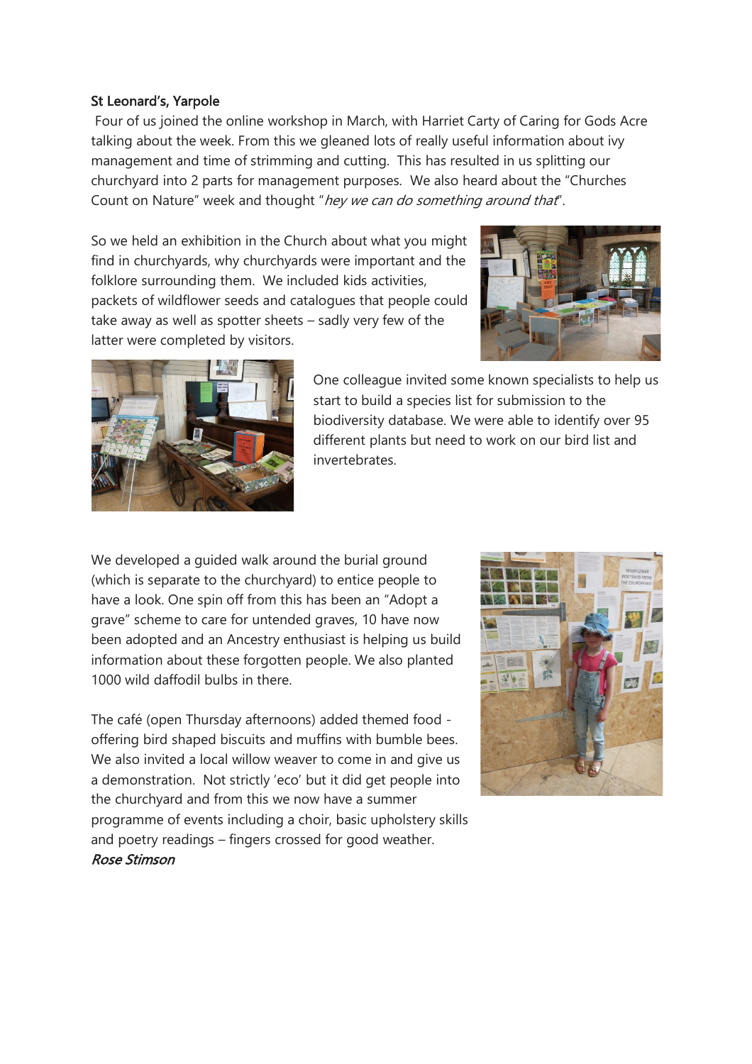St Leonard's, Yarpole

Four of us joined the online workshop in March, with Harriet Carty of Caring for Gods Acre talking about the week. From this we gleaned lots of really useful information about ivy management and time of strimming and cutting. This has resulted in us splitting our churchyard into 2 parts for management purposes. We also heard about the "Churches Count on Nature" week and thought "*hey we can do something around that*".

So we held an exhibition in the Church about what you might find in churchyards, why churchyards were important and the folklore surrounding them. We included kids activities, packets of wildflower seeds and catalogues that people could take away as well as spotter sheets – sadly very few of the latter were completed by visitors.

One colleague invited some known specialists to help us start to build a species list for submission to the biodiversity database. We were able to identify over 95 different plants but need to work on our bird list and invertebrates.

We developed a guided walk around the burial ground (which is separate to the churchyard) to entice people to have a look. One spin off from this has been an "Adopt a grave" scheme to care for untended graves, 10 have now been adopted and an Ancestry enthusiast is helping us build information about these forgotten people. We also planted 1000 wild daffodil bulbs in there.

The café (open Thursday afternoons) added themed food - offering bird shaped biscuits and muffins with bumble bees. We also invited a local willow weaver to come in and give us a demonstration. Not strictly 'eco' but it did get people into the churchyard and from this we now have a summer programme of events including a choir, basic upholstery skills and poetry readings – fingers crossed for good weather.

*Rose Stimson*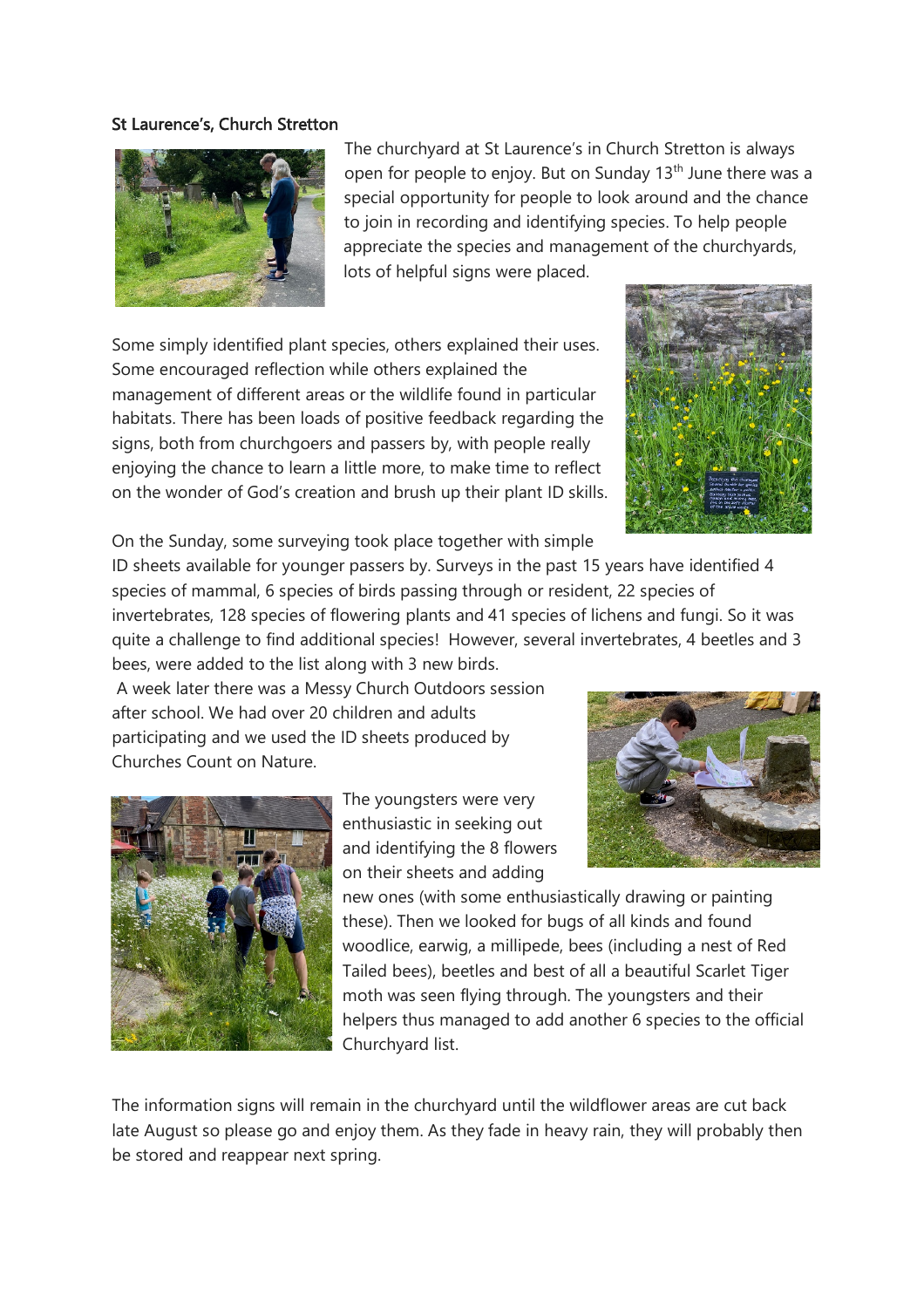St Laurence's, Church Stretton

The churchyard at St Laurence's in Church Stretton is always open for people to enjoy. But on Sunday 13th June there was a special opportunity for people to look around and the chance to join in recording and identifying species. To help people appreciate the species and management of the churchyards, lots of helpful signs were placed.

Some simply identified plant species, others explained their uses. Some encouraged reflection while others explained the management of different areas or the wildlife found in particular habitats. There has been loads of positive feedback regarding the signs, both from churchgoers and passers by, with people really enjoying the chance to learn a little more, to make time to reflect on the wonder of God's creation and brush up their plant ID skills.

On the Sunday, some surveying took place together with simple ID sheets available for younger passers by. Surveys in the past 15 years have identified 4 species of mammal, 6 species of birds passing through or resident, 22 species of invertebrates, 128 species of flowering plants and 41 species of lichens and fungi. So it was quite a challenge to find additional species! However, several invertebrates, 4 beetles and 3 bees, were added to the list along with 3 new birds.

A week later there was a Messy Church Outdoors session after school. We had over 20 children and adults participating and we used the ID sheets produced by Churches Count on Nature.

The youngsters were very enthusiastic in seeking out and identifying the 8 flowers on their sheets and adding new ones (with some enthusiastically drawing or painting these). Then we looked for bugs of all kinds and found woodlice, earwig, a millipede, bees (including a nest of Red Tailed bees), beetles and best of all a beautiful Scarlet Tiger moth was seen flying through. The youngsters and their helpers thus managed to add another 6 species to the official Churchyard list.

The information signs will remain in the churchyard until the wildflower areas are cut back late August so please go and enjoy them. As they fade in heavy rain, they will probably then be stored and reappear next spring.